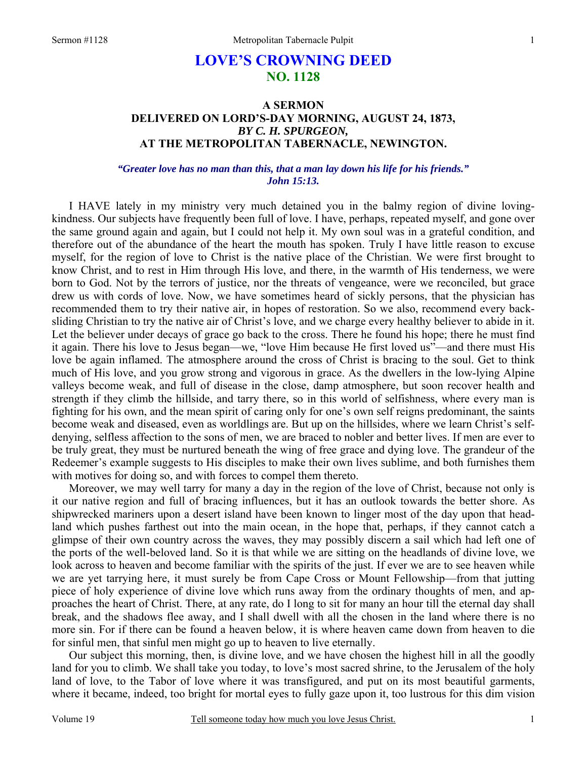# LOVE'S CROWNING DEED
## NO. 1128

### A SERMON
### DELIVERED ON LORD'S-DAY MORNING, AUGUST 24, 1873,
### *BY C. H. SPURGEON,*
### AT THE METROPOLITAN TABERNACLE, NEWINGTON.

***"Greater love has no man than this, that a man lay down his life for his friends." John 15:13.***

I HAVE lately in my ministry very much detained you in the balmy region of divine loving-kindness. Our subjects have frequently been full of love. I have, perhaps, repeated myself, and gone over the same ground again and again, but I could not help it. My own soul was in a grateful condition, and therefore out of the abundance of the heart the mouth has spoken. Truly I have little reason to excuse myself, for the region of love to Christ is the native place of the Christian. We were first brought to know Christ, and to rest in Him through His love, and there, in the warmth of His tenderness, we were born to God. Not by the terrors of justice, nor the threats of vengeance, were we reconciled, but grace drew us with cords of love. Now, we have sometimes heard of sickly persons, that the physician has recommended them to try their native air, in hopes of restoration. So we also, recommend every back-sliding Christian to try the native air of Christ's love, and we charge every healthy believer to abide in it. Let the believer under decays of grace go back to the cross. There he found his hope; there he must find it again. There his love to Jesus began—we, "love Him because He first loved us"—and there must His love be again inflamed. The atmosphere around the cross of Christ is bracing to the soul. Get to think much of His love, and you grow strong and vigorous in grace. As the dwellers in the low-lying Alpine valleys become weak, and full of disease in the close, damp atmosphere, but soon recover health and strength if they climb the hillside, and tarry there, so in this world of selfishness, where every man is fighting for his own, and the mean spirit of caring only for one's own self reigns predominant, the saints become weak and diseased, even as worldlings are. But up on the hillsides, where we learn Christ's self-denying, selfless affection to the sons of men, we are braced to nobler and better lives. If men are ever to be truly great, they must be nurtured beneath the wing of free grace and dying love. The grandeur of the Redeemer's example suggests to His disciples to make their own lives sublime, and both furnishes them with motives for doing so, and with forces to compel them thereto.

Moreover, we may well tarry for many a day in the region of the love of Christ, because not only is it our native region and full of bracing influences, but it has an outlook towards the better shore. As shipwrecked mariners upon a desert island have been known to linger most of the day upon that headland which pushes farthest out into the main ocean, in the hope that, perhaps, if they cannot catch a glimpse of their own country across the waves, they may possibly discern a sail which had left one of the ports of the well-beloved land. So it is that while we are sitting on the headlands of divine love, we look across to heaven and become familiar with the spirits of the just. If ever we are to see heaven while we are yet tarrying here, it must surely be from Cape Cross or Mount Fellowship—from that jutting piece of holy experience of divine love which runs away from the ordinary thoughts of men, and approaches the heart of Christ. There, at any rate, do I long to sit for many an hour till the eternal day shall break, and the shadows flee away, and I shall dwell with all the chosen in the land where there is no more sin. For if there can be found a heaven below, it is where heaven came down from heaven to die for sinful men, that sinful men might go up to heaven to live eternally.

Our subject this morning, then, is divine love, and we have chosen the highest hill in all the goodly land for you to climb. We shall take you today, to love's most sacred shrine, to the Jerusalem of the holy land of love, to the Tabor of love where it was transfigured, and put on its most beautiful garments, where it became, indeed, too bright for mortal eyes to fully gaze upon it, too lustrous for this dim vision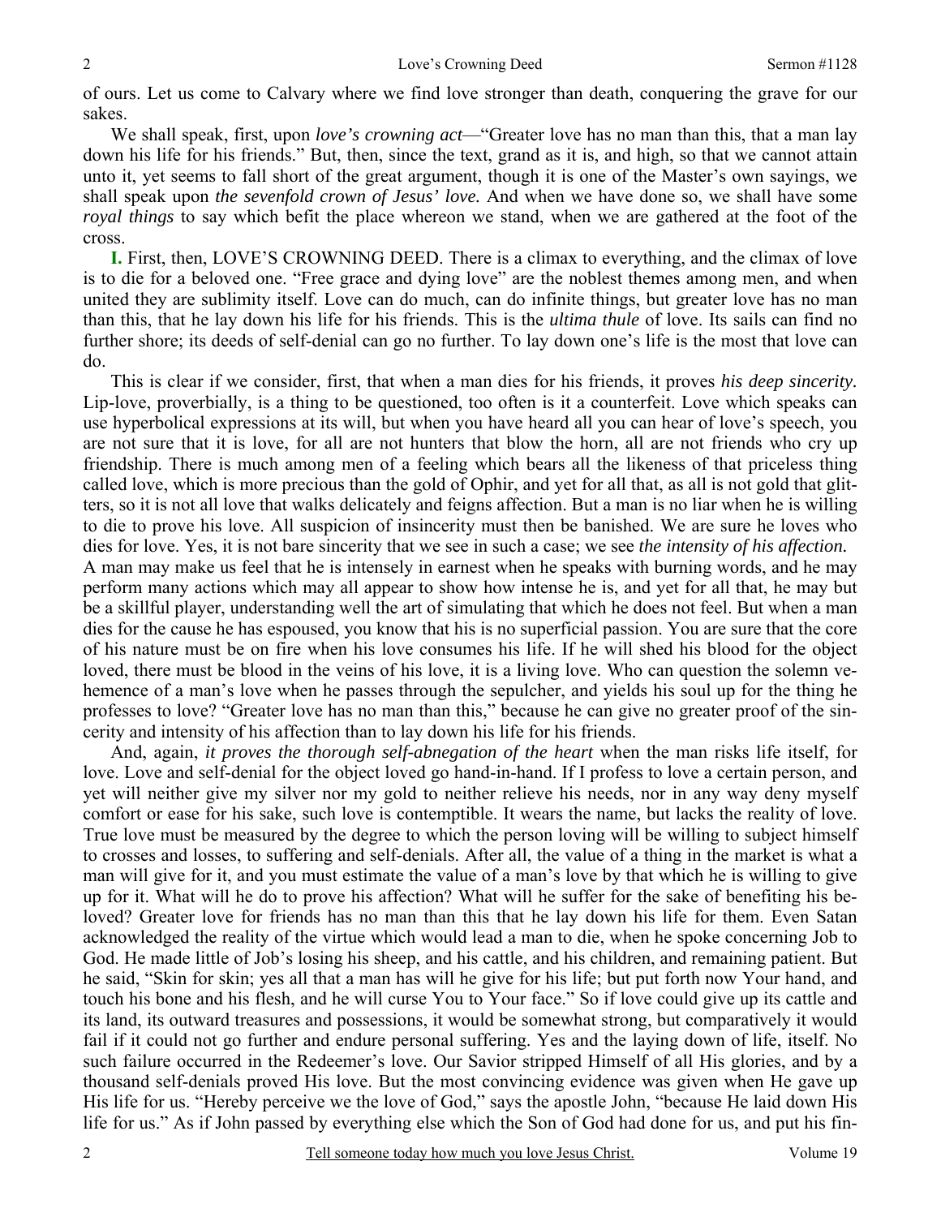of ours. Let us come to Calvary where we find love stronger than death, conquering the grave for our sakes.

We shall speak, first, upon *love's crowning act*—"Greater love has no man than this, that a man lay down his life for his friends." But, then, since the text, grand as it is, and high, so that we cannot attain unto it, yet seems to fall short of the great argument, though it is one of the Master's own sayings, we shall speak upon *the sevenfold crown of Jesus' love.* And when we have done so, we shall have some *royal things* to say which befit the place whereon we stand, when we are gathered at the foot of the cross.

**I.** First, then, LOVE'S CROWNING DEED. There is a climax to everything, and the climax of love is to die for a beloved one. "Free grace and dying love" are the noblest themes among men, and when united they are sublimity itself. Love can do much, can do infinite things, but greater love has no man than this, that he lay down his life for his friends. This is the *ultima thule* of love. Its sails can find no further shore; its deeds of self-denial can go no further. To lay down one's life is the most that love can do.

This is clear if we consider, first, that when a man dies for his friends, it proves *his deep sincerity.* Lip-love, proverbially, is a thing to be questioned, too often is it a counterfeit. Love which speaks can use hyperbolical expressions at its will, but when you have heard all you can hear of love's speech, you are not sure that it is love, for all are not hunters that blow the horn, all are not friends who cry up friendship. There is much among men of a feeling which bears all the likeness of that priceless thing called love, which is more precious than the gold of Ophir, and yet for all that, as all is not gold that glitters, so it is not all love that walks delicately and feigns affection. But a man is no liar when he is willing to die to prove his love. All suspicion of insincerity must then be banished. We are sure he loves who dies for love. Yes, it is not bare sincerity that we see in such a case; we see *the intensity of his affection.* A man may make us feel that he is intensely in earnest when he speaks with burning words, and he may perform many actions which may all appear to show how intense he is, and yet for all that, he may but be a skillful player, understanding well the art of simulating that which he does not feel. But when a man dies for the cause he has espoused, you know that his is no superficial passion. You are sure that the core of his nature must be on fire when his love consumes his life. If he will shed his blood for the object loved, there must be blood in the veins of his love, it is a living love. Who can question the solemn vehemence of a man's love when he passes through the sepulcher, and yields his soul up for the thing he professes to love? "Greater love has no man than this," because he can give no greater proof of the sincerity and intensity of his affection than to lay down his life for his friends.

And, again, *it proves the thorough self-abnegation of the heart* when the man risks life itself, for love. Love and self-denial for the object loved go hand-in-hand. If I profess to love a certain person, and yet will neither give my silver nor my gold to neither relieve his needs, nor in any way deny myself comfort or ease for his sake, such love is contemptible. It wears the name, but lacks the reality of love. True love must be measured by the degree to which the person loving will be willing to subject himself to crosses and losses, to suffering and self-denials. After all, the value of a thing in the market is what a man will give for it, and you must estimate the value of a man's love by that which he is willing to give up for it. What will he do to prove his affection? What will he suffer for the sake of benefiting his beloved? Greater love for friends has no man than this that he lay down his life for them. Even Satan acknowledged the reality of the virtue which would lead a man to die, when he spoke concerning Job to God. He made little of Job's losing his sheep, and his cattle, and his children, and remaining patient. But he said, "Skin for skin; yes all that a man has will he give for his life; but put forth now Your hand, and touch his bone and his flesh, and he will curse You to Your face." So if love could give up its cattle and its land, its outward treasures and possessions, it would be somewhat strong, but comparatively it would fail if it could not go further and endure personal suffering. Yes and the laying down of life, itself. No such failure occurred in the Redeemer's love. Our Savior stripped Himself of all His glories, and by a thousand self-denials proved His love. But the most convincing evidence was given when He gave up His life for us. "Hereby perceive we the love of God," says the apostle John, "because He laid down His life for us." As if John passed by everything else which the Son of God had done for us, and put his fin-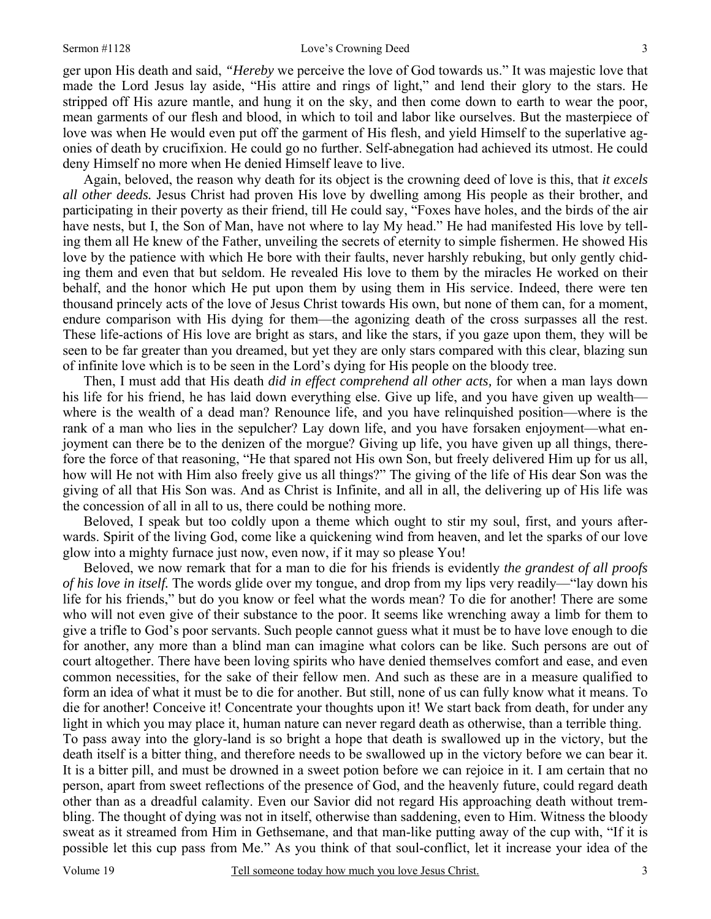ger upon His death and said, *"Hereby* we perceive the love of God towards us." It was majestic love that made the Lord Jesus lay aside, "His attire and rings of light," and lend their glory to the stars. He stripped off His azure mantle, and hung it on the sky, and then come down to earth to wear the poor, mean garments of our flesh and blood, in which to toil and labor like ourselves. But the masterpiece of love was when He would even put off the garment of His flesh, and yield Himself to the superlative agonies of death by crucifixion. He could go no further. Self-abnegation had achieved its utmost. He could deny Himself no more when He denied Himself leave to live.

Again, beloved, the reason why death for its object is the crowning deed of love is this, that *it excels all other deeds.* Jesus Christ had proven His love by dwelling among His people as their brother, and participating in their poverty as their friend, till He could say, "Foxes have holes, and the birds of the air have nests, but I, the Son of Man, have not where to lay My head." He had manifested His love by telling them all He knew of the Father, unveiling the secrets of eternity to simple fishermen. He showed His love by the patience with which He bore with their faults, never harshly rebuking, but only gently chiding them and even that but seldom. He revealed His love to them by the miracles He worked on their behalf, and the honor which He put upon them by using them in His service. Indeed, there were ten thousand princely acts of the love of Jesus Christ towards His own, but none of them can, for a moment, endure comparison with His dying for them—the agonizing death of the cross surpasses all the rest. These life-actions of His love are bright as stars, and like the stars, if you gaze upon them, they will be seen to be far greater than you dreamed, but yet they are only stars compared with this clear, blazing sun of infinite love which is to be seen in the Lord's dying for His people on the bloody tree.

Then, I must add that His death *did in effect comprehend all other acts,* for when a man lays down his life for his friend, he has laid down everything else. Give up life, and you have given up wealth—where is the wealth of a dead man? Renounce life, and you have relinquished position—where is the rank of a man who lies in the sepulcher? Lay down life, and you have forsaken enjoyment—what enjoyment can there be to the denizen of the morgue? Giving up life, you have given up all things, therefore the force of that reasoning, "He that spared not His own Son, but freely delivered Him up for us all, how will He not with Him also freely give us all things?" The giving of the life of His dear Son was the giving of all that His Son was. And as Christ is Infinite, and all in all, the delivering up of His life was the concession of all in all to us, there could be nothing more.

Beloved, I speak but too coldly upon a theme which ought to stir my soul, first, and yours afterwards. Spirit of the living God, come like a quickening wind from heaven, and let the sparks of our love glow into a mighty furnace just now, even now, if it may so please You!

Beloved, we now remark that for a man to die for his friends is evidently *the grandest of all proofs of his love in itself.* The words glide over my tongue, and drop from my lips very readily—"lay down his life for his friends," but do you know or feel what the words mean? To die for another! There are some who will not even give of their substance to the poor. It seems like wrenching away a limb for them to give a trifle to God's poor servants. Such people cannot guess what it must be to have love enough to die for another, any more than a blind man can imagine what colors can be like. Such persons are out of court altogether. There have been loving spirits who have denied themselves comfort and ease, and even common necessities, for the sake of their fellow men. And such as these are in a measure qualified to form an idea of what it must be to die for another. But still, none of us can fully know what it means. To die for another! Conceive it! Concentrate your thoughts upon it! We start back from death, for under any light in which you may place it, human nature can never regard death as otherwise, than a terrible thing. To pass away into the glory-land is so bright a hope that death is swallowed up in the victory, but the death itself is a bitter thing, and therefore needs to be swallowed up in the victory before we can bear it. It is a bitter pill, and must be drowned in a sweet potion before we can rejoice in it. I am certain that no person, apart from sweet reflections of the presence of God, and the heavenly future, could regard death other than as a dreadful calamity. Even our Savior did not regard His approaching death without trembling. The thought of dying was not in itself, otherwise than saddening, even to Him. Witness the bloody sweat as it streamed from Him in Gethsemane, and that man-like putting away of the cup with, "If it is possible let this cup pass from Me." As you think of that soul-conflict, let it increase your idea of the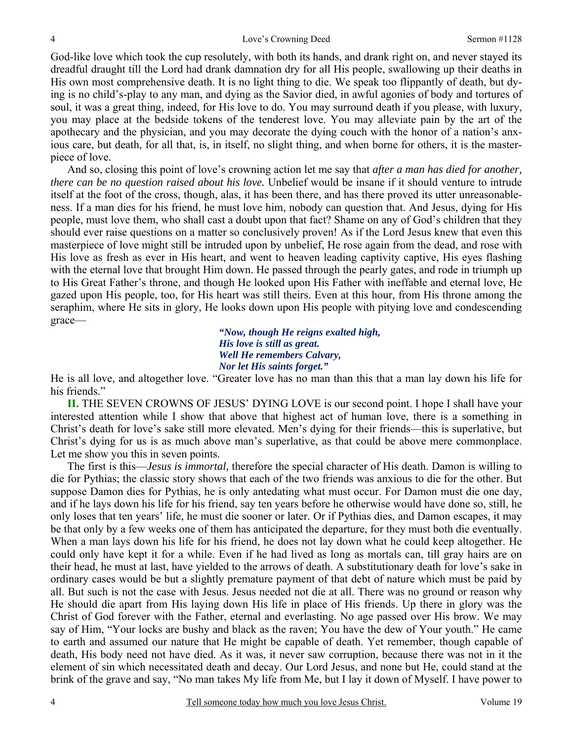God-like love which took the cup resolutely, with both its hands, and drank right on, and never stayed its dreadful draught till the Lord had drank damnation dry for all His people, swallowing up their deaths in His own most comprehensive death. It is no light thing to die. We speak too flippantly of death, but dying is no child's-play to any man, and dying as the Savior died, in awful agonies of body and tortures of soul, it was a great thing, indeed, for His love to do. You may surround death if you please, with luxury, you may place at the bedside tokens of the tenderest love. You may alleviate pain by the art of the apothecary and the physician, and you may decorate the dying couch with the honor of a nation's anxious care, but death, for all that, is, in itself, no slight thing, and when borne for others, it is the masterpiece of love.

And so, closing this point of love's crowning action let me say that *after a man has died for another, there can be no question raised about his love.* Unbelief would be insane if it should venture to intrude itself at the foot of the cross, though, alas, it has been there, and has there proved its utter unreasonableness. If a man dies for his friend, he must love him, nobody can question that. And Jesus, dying for His people, must love them, who shall cast a doubt upon that fact? Shame on any of God's children that they should ever raise questions on a matter so conclusively proven! As if the Lord Jesus knew that even this masterpiece of love might still be intruded upon by unbelief, He rose again from the dead, and rose with His love as fresh as ever in His heart, and went to heaven leading captivity captive, His eyes flashing with the eternal love that brought Him down. He passed through the pearly gates, and rode in triumph up to His Great Father's throne, and though He looked upon His Father with ineffable and eternal love, He gazed upon His people, too, for His heart was still theirs. Even at this hour, from His throne among the seraphim, where He sits in glory, He looks down upon His people with pitying love and condescending grace—

> ***"Now, though He reigns exalted high,***
> ***His love is still as great.***
> ***Well He remembers Calvary,***
> ***Nor let His saints forget."***

He is all love, and altogether love. "Greater love has no man than this that a man lay down his life for his friends."

**II.** THE SEVEN CROWNS OF JESUS' DYING LOVE is our second point. I hope I shall have your interested attention while I show that above that highest act of human love, there is a something in Christ's death for love's sake still more elevated. Men's dying for their friends—this is superlative, but Christ's dying for us is as much above man's superlative, as that could be above mere commonplace. Let me show you this in seven points.

The first is this—*Jesus is immortal,* therefore the special character of His death. Damon is willing to die for Pythias; the classic story shows that each of the two friends was anxious to die for the other. But suppose Damon dies for Pythias, he is only antedating what must occur. For Damon must die one day, and if he lays down his life for his friend, say ten years before he otherwise would have done so, still, he only loses that ten years' life, he must die sooner or later. Or if Pythias dies, and Damon escapes, it may be that only by a few weeks one of them has anticipated the departure, for they must both die eventually. When a man lays down his life for his friend, he does not lay down what he could keep altogether. He could only have kept it for a while. Even if he had lived as long as mortals can, till gray hairs are on their head, he must at last, have yielded to the arrows of death. A substitutionary death for love's sake in ordinary cases would be but a slightly premature payment of that debt of nature which must be paid by all. But such is not the case with Jesus. Jesus needed not die at all. There was no ground or reason why He should die apart from His laying down His life in place of His friends. Up there in glory was the Christ of God forever with the Father, eternal and everlasting. No age passed over His brow. We may say of Him, "Your locks are bushy and black as the raven; You have the dew of Your youth." He came to earth and assumed our nature that He might be capable of death. Yet remember, though capable of death, His body need not have died. As it was, it never saw corruption, because there was not in it the element of sin which necessitated death and decay. Our Lord Jesus, and none but He, could stand at the brink of the grave and say, "No man takes My life from Me, but I lay it down of Myself. I have power to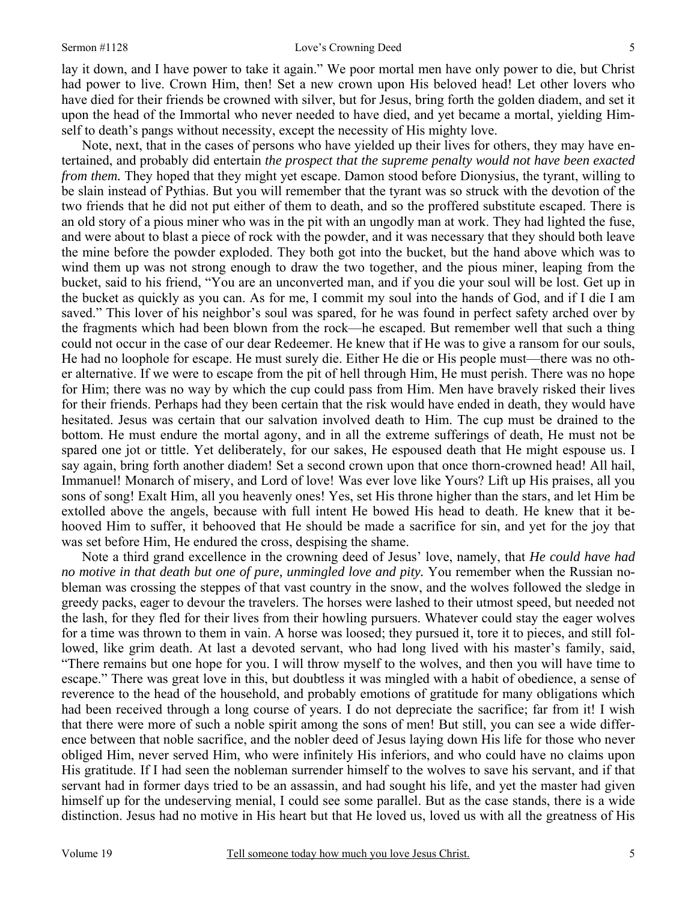lay it down, and I have power to take it again." We poor mortal men have only power to die, but Christ had power to live. Crown Him, then! Set a new crown upon His beloved head! Let other lovers who have died for their friends be crowned with silver, but for Jesus, bring forth the golden diadem, and set it upon the head of the Immortal who never needed to have died, and yet became a mortal, yielding Himself to death's pangs without necessity, except the necessity of His mighty love.

Note, next, that in the cases of persons who have yielded up their lives for others, they may have entertained, and probably did entertain *the prospect that the supreme penalty would not have been exacted from them.* They hoped that they might yet escape. Damon stood before Dionysius, the tyrant, willing to be slain instead of Pythias. But you will remember that the tyrant was so struck with the devotion of the two friends that he did not put either of them to death, and so the proffered substitute escaped. There is an old story of a pious miner who was in the pit with an ungodly man at work. They had lighted the fuse, and were about to blast a piece of rock with the powder, and it was necessary that they should both leave the mine before the powder exploded. They both got into the bucket, but the hand above which was to wind them up was not strong enough to draw the two together, and the pious miner, leaping from the bucket, said to his friend, "You are an unconverted man, and if you die your soul will be lost. Get up in the bucket as quickly as you can. As for me, I commit my soul into the hands of God, and if I die I am saved." This lover of his neighbor's soul was spared, for he was found in perfect safety arched over by the fragments which had been blown from the rock—he escaped. But remember well that such a thing could not occur in the case of our dear Redeemer. He knew that if He was to give a ransom for our souls, He had no loophole for escape. He must surely die. Either He die or His people must—there was no other alternative. If we were to escape from the pit of hell through Him, He must perish. There was no hope for Him; there was no way by which the cup could pass from Him. Men have bravely risked their lives for their friends. Perhaps had they been certain that the risk would have ended in death, they would have hesitated. Jesus was certain that our salvation involved death to Him. The cup must be drained to the bottom. He must endure the mortal agony, and in all the extreme sufferings of death, He must not be spared one jot or tittle. Yet deliberately, for our sakes, He espoused death that He might espouse us. I say again, bring forth another diadem! Set a second crown upon that once thorn-crowned head! All hail, Immanuel! Monarch of misery, and Lord of love! Was ever love like Yours? Lift up His praises, all you sons of song! Exalt Him, all you heavenly ones! Yes, set His throne higher than the stars, and let Him be extolled above the angels, because with full intent He bowed His head to death. He knew that it behooved Him to suffer, it behooved that He should be made a sacrifice for sin, and yet for the joy that was set before Him, He endured the cross, despising the shame.

Note a third grand excellence in the crowning deed of Jesus' love, namely, that *He could have had no motive in that death but one of pure, unmingled love and pity.* You remember when the Russian nobleman was crossing the steppes of that vast country in the snow, and the wolves followed the sledge in greedy packs, eager to devour the travelers. The horses were lashed to their utmost speed, but needed not the lash, for they fled for their lives from their howling pursuers. Whatever could stay the eager wolves for a time was thrown to them in vain. A horse was loosed; they pursued it, tore it to pieces, and still followed, like grim death. At last a devoted servant, who had long lived with his master's family, said, "There remains but one hope for you. I will throw myself to the wolves, and then you will have time to escape." There was great love in this, but doubtless it was mingled with a habit of obedience, a sense of reverence to the head of the household, and probably emotions of gratitude for many obligations which had been received through a long course of years. I do not depreciate the sacrifice; far from it! I wish that there were more of such a noble spirit among the sons of men! But still, you can see a wide difference between that noble sacrifice, and the nobler deed of Jesus laying down His life for those who never obliged Him, never served Him, who were infinitely His inferiors, and who could have no claims upon His gratitude. If I had seen the nobleman surrender himself to the wolves to save his servant, and if that servant had in former days tried to be an assassin, and had sought his life, and yet the master had given himself up for the undeserving menial, I could see some parallel. But as the case stands, there is a wide distinction. Jesus had no motive in His heart but that He loved us, loved us with all the greatness of His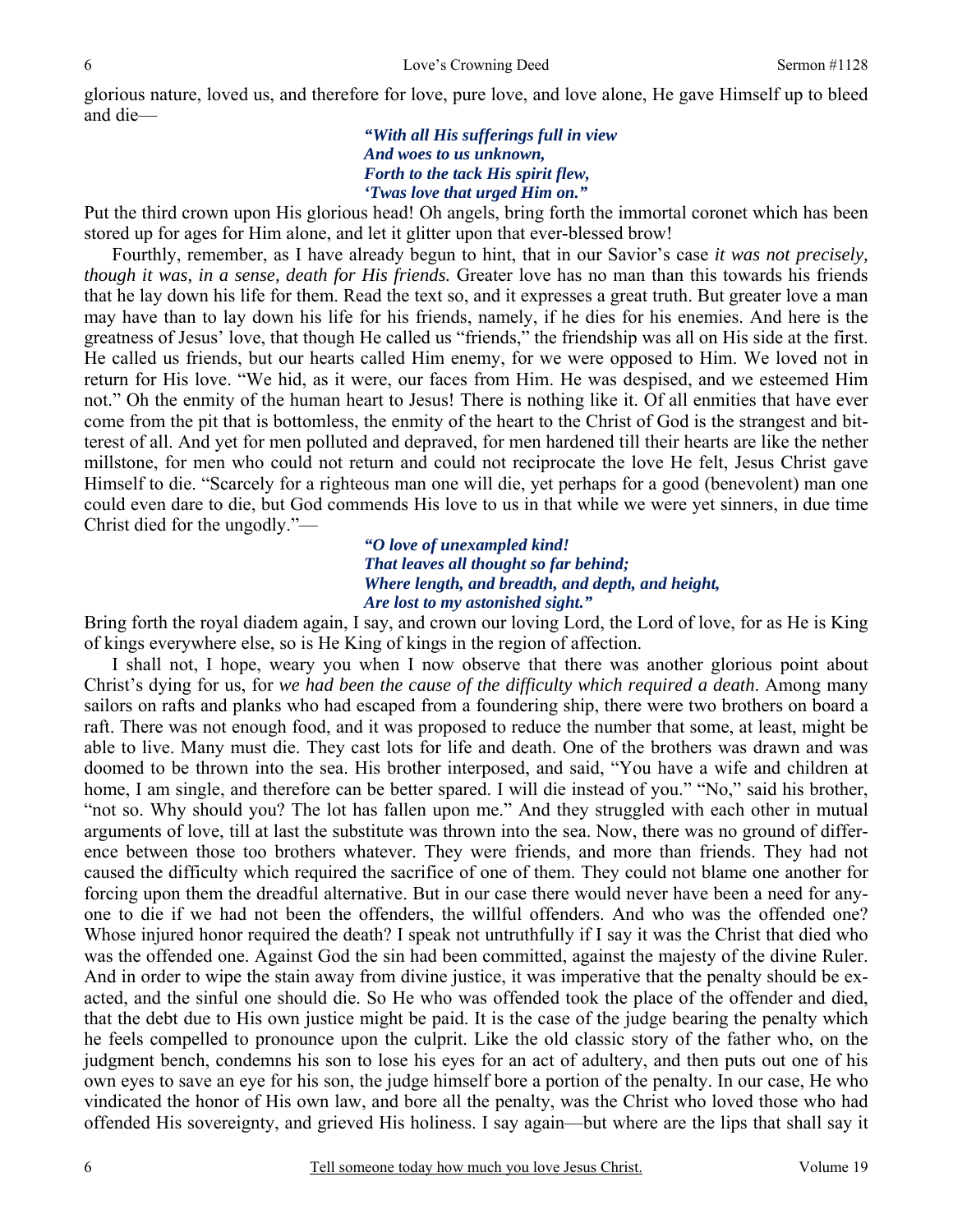glorious nature, loved us, and therefore for love, pure love, and love alone, He gave Himself up to bleed and die—

> ***"With all His sufferings full in view***
> ***And woes to us unknown,***
> ***Forth to the tack His spirit flew,***
> ***'Twas love that urged Him on."***

Put the third crown upon His glorious head! Oh angels, bring forth the immortal coronet which has been stored up for ages for Him alone, and let it glitter upon that ever-blessed brow!

Fourthly, remember, as I have already begun to hint, that in our Savior's case *it was not precisely, though it was, in a sense, death for His friends.* Greater love has no man than this towards his friends that he lay down his life for them. Read the text so, and it expresses a great truth. But greater love a man may have than to lay down his life for his friends, namely, if he dies for his enemies. And here is the greatness of Jesus' love, that though He called us "friends," the friendship was all on His side at the first. He called us friends, but our hearts called Him enemy, for we were opposed to Him. We loved not in return for His love. "We hid, as it were, our faces from Him. He was despised, and we esteemed Him not." Oh the enmity of the human heart to Jesus! There is nothing like it. Of all enmities that have ever come from the pit that is bottomless, the enmity of the heart to the Christ of God is the strangest and bitterest of all. And yet for men polluted and depraved, for men hardened till their hearts are like the nether millstone, for men who could not return and could not reciprocate the love He felt, Jesus Christ gave Himself to die. "Scarcely for a righteous man one will die, yet perhaps for a good (benevolent) man one could even dare to die, but God commends His love to us in that while we were yet sinners, in due time Christ died for the ungodly."—

> ***"O love of unexampled kind!***
> ***That leaves all thought so far behind;***
> ***Where length, and breadth, and depth, and height,***
> ***Are lost to my astonished sight."***

Bring forth the royal diadem again, I say, and crown our loving Lord, the Lord of love, for as He is King of kings everywhere else, so is He King of kings in the region of affection.

I shall not, I hope, weary you when I now observe that there was another glorious point about Christ's dying for us, for *we had been the cause of the difficulty which required a death*. Among many sailors on rafts and planks who had escaped from a foundering ship, there were two brothers on board a raft. There was not enough food, and it was proposed to reduce the number that some, at least, might be able to live. Many must die. They cast lots for life and death. One of the brothers was drawn and was doomed to be thrown into the sea. His brother interposed, and said, "You have a wife and children at home, I am single, and therefore can be better spared. I will die instead of you." "No," said his brother, "not so. Why should you? The lot has fallen upon me." And they struggled with each other in mutual arguments of love, till at last the substitute was thrown into the sea. Now, there was no ground of difference between those too brothers whatever. They were friends, and more than friends. They had not caused the difficulty which required the sacrifice of one of them. They could not blame one another for forcing upon them the dreadful alternative. But in our case there would never have been a need for anyone to die if we had not been the offenders, the willful offenders. And who was the offended one? Whose injured honor required the death? I speak not untruthfully if I say it was the Christ that died who was the offended one. Against God the sin had been committed, against the majesty of the divine Ruler. And in order to wipe the stain away from divine justice, it was imperative that the penalty should be exacted, and the sinful one should die. So He who was offended took the place of the offender and died, that the debt due to His own justice might be paid. It is the case of the judge bearing the penalty which he feels compelled to pronounce upon the culprit. Like the old classic story of the father who, on the judgment bench, condemns his son to lose his eyes for an act of adultery, and then puts out one of his own eyes to save an eye for his son, the judge himself bore a portion of the penalty. In our case, He who vindicated the honor of His own law, and bore all the penalty, was the Christ who loved those who had offended His sovereignty, and grieved His holiness. I say again—but where are the lips that shall say it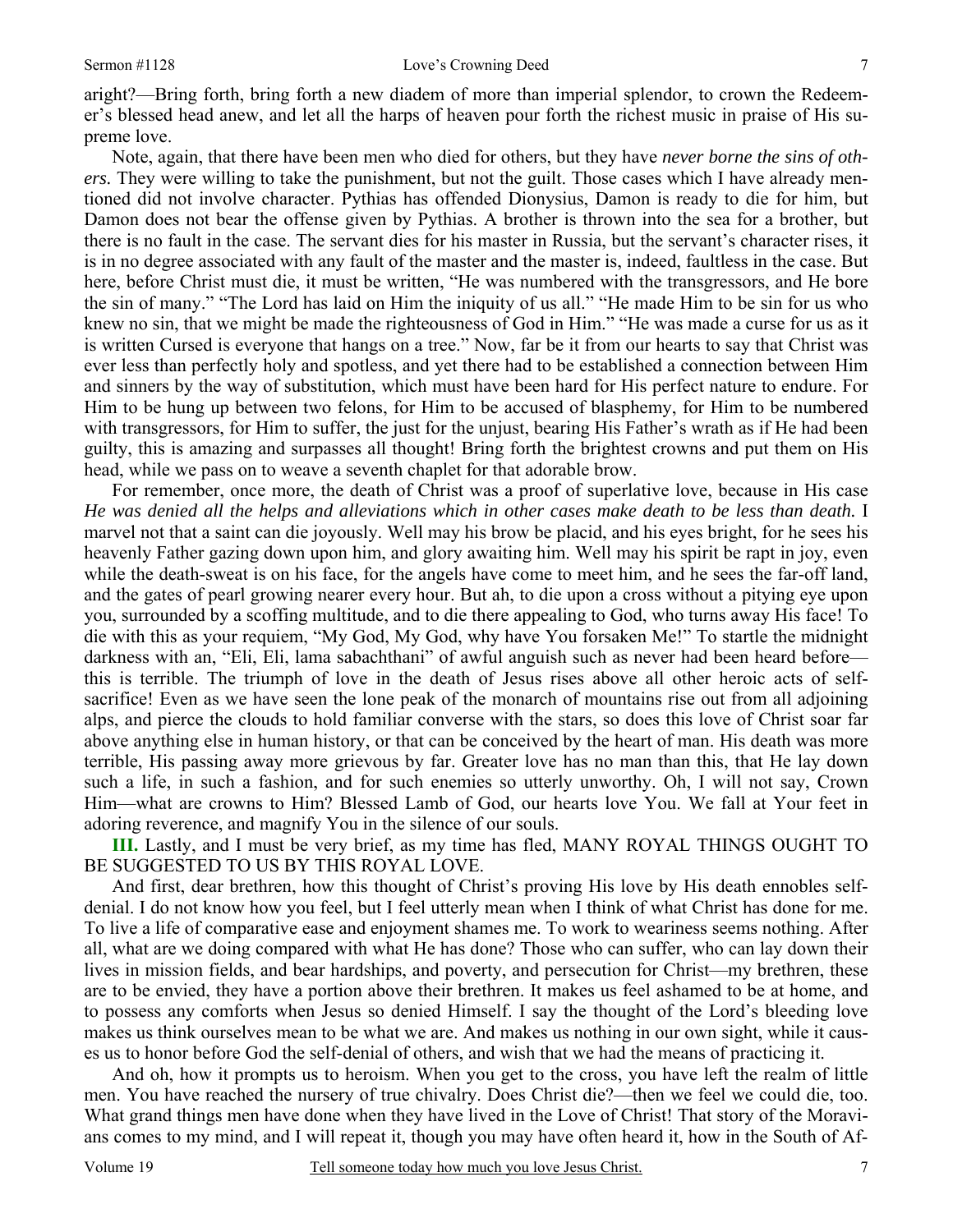aright?—Bring forth, bring forth a new diadem of more than imperial splendor, to crown the Redeemer's blessed head anew, and let all the harps of heaven pour forth the richest music in praise of His supreme love.

Note, again, that there have been men who died for others, but they have *never borne the sins of others.* They were willing to take the punishment, but not the guilt. Those cases which I have already mentioned did not involve character. Pythias has offended Dionysius, Damon is ready to die for him, but Damon does not bear the offense given by Pythias. A brother is thrown into the sea for a brother, but there is no fault in the case. The servant dies for his master in Russia, but the servant's character rises, it is in no degree associated with any fault of the master and the master is, indeed, faultless in the case. But here, before Christ must die, it must be written, "He was numbered with the transgressors, and He bore the sin of many." "The Lord has laid on Him the iniquity of us all." "He made Him to be sin for us who knew no sin, that we might be made the righteousness of God in Him." "He was made a curse for us as it is written Cursed is everyone that hangs on a tree." Now, far be it from our hearts to say that Christ was ever less than perfectly holy and spotless, and yet there had to be established a connection between Him and sinners by the way of substitution, which must have been hard for His perfect nature to endure. For Him to be hung up between two felons, for Him to be accused of blasphemy, for Him to be numbered with transgressors, for Him to suffer, the just for the unjust, bearing His Father's wrath as if He had been guilty, this is amazing and surpasses all thought! Bring forth the brightest crowns and put them on His head, while we pass on to weave a seventh chaplet for that adorable brow.

For remember, once more, the death of Christ was a proof of superlative love, because in His case *He was denied all the helps and alleviations which in other cases make death to be less than death.* I marvel not that a saint can die joyously. Well may his brow be placid, and his eyes bright, for he sees his heavenly Father gazing down upon him, and glory awaiting him. Well may his spirit be rapt in joy, even while the death-sweat is on his face, for the angels have come to meet him, and he sees the far-off land, and the gates of pearl growing nearer every hour. But ah, to die upon a cross without a pitying eye upon you, surrounded by a scoffing multitude, and to die there appealing to God, who turns away His face! To die with this as your requiem, "My God, My God, why have You forsaken Me!" To startle the midnight darkness with an, "Eli, Eli, lama sabachthani" of awful anguish such as never had been heard before—this is terrible. The triumph of love in the death of Jesus rises above all other heroic acts of self-sacrifice! Even as we have seen the lone peak of the monarch of mountains rise out from all adjoining alps, and pierce the clouds to hold familiar converse with the stars, so does this love of Christ soar far above anything else in human history, or that can be conceived by the heart of man. His death was more terrible, His passing away more grievous by far. Greater love has no man than this, that He lay down such a life, in such a fashion, and for such enemies so utterly unworthy. Oh, I will not say, Crown Him—what are crowns to Him? Blessed Lamb of God, our hearts love You. We fall at Your feet in adoring reverence, and magnify You in the silence of our souls.

**III.** Lastly, and I must be very brief, as my time has fled, MANY ROYAL THINGS OUGHT TO BE SUGGESTED TO US BY THIS ROYAL LOVE.

And first, dear brethren, how this thought of Christ's proving His love by His death ennobles self-denial. I do not know how you feel, but I feel utterly mean when I think of what Christ has done for me. To live a life of comparative ease and enjoyment shames me. To work to weariness seems nothing. After all, what are we doing compared with what He has done? Those who can suffer, who can lay down their lives in mission fields, and bear hardships, and poverty, and persecution for Christ—my brethren, these are to be envied, they have a portion above their brethren. It makes us feel ashamed to be at home, and to possess any comforts when Jesus so denied Himself. I say the thought of the Lord's bleeding love makes us think ourselves mean to be what we are. And makes us nothing in our own sight, while it causes us to honor before God the self-denial of others, and wish that we had the means of practicing it.

And oh, how it prompts us to heroism. When you get to the cross, you have left the realm of little men. You have reached the nursery of true chivalry. Does Christ die?—then we feel we could die, too. What grand things men have done when they have lived in the Love of Christ! That story of the Moravians comes to my mind, and I will repeat it, though you may have often heard it, how in the South of Af-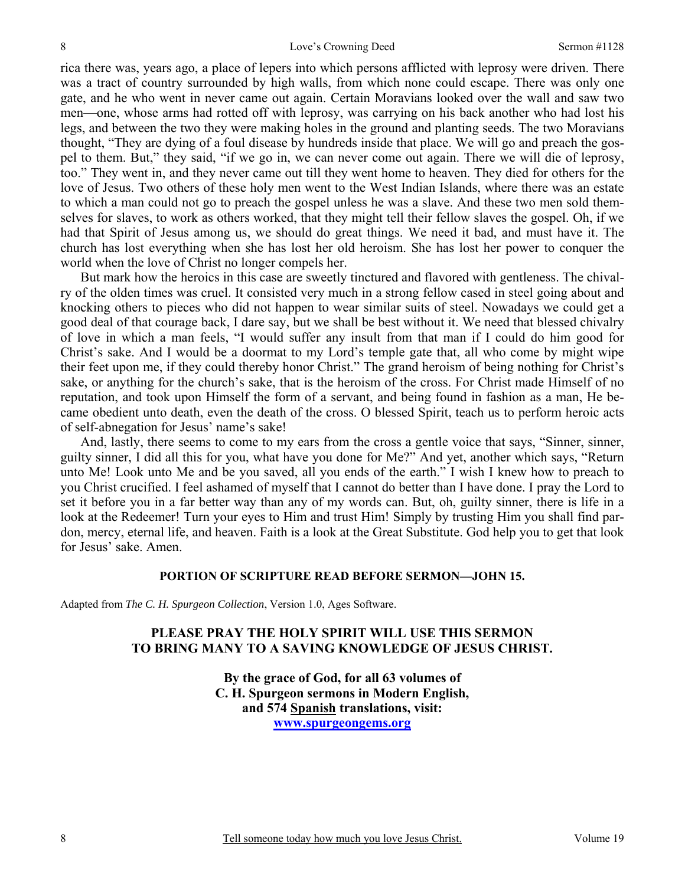rica there was, years ago, a place of lepers into which persons afflicted with leprosy were driven. There was a tract of country surrounded by high walls, from which none could escape. There was only one gate, and he who went in never came out again. Certain Moravians looked over the wall and saw two men—one, whose arms had rotted off with leprosy, was carrying on his back another who had lost his legs, and between the two they were making holes in the ground and planting seeds. The two Moravians thought, "They are dying of a foul disease by hundreds inside that place. We will go and preach the gospel to them. But," they said, "if we go in, we can never come out again. There we will die of leprosy, too." They went in, and they never came out till they went home to heaven. They died for others for the love of Jesus. Two others of these holy men went to the West Indian Islands, where there was an estate to which a man could not go to preach the gospel unless he was a slave. And these two men sold themselves for slaves, to work as others worked, that they might tell their fellow slaves the gospel. Oh, if we had that Spirit of Jesus among us, we should do great things. We need it bad, and must have it. The church has lost everything when she has lost her old heroism. She has lost her power to conquer the world when the love of Christ no longer compels her.

But mark how the heroics in this case are sweetly tinctured and flavored with gentleness. The chivalry of the olden times was cruel. It consisted very much in a strong fellow cased in steel going about and knocking others to pieces who did not happen to wear similar suits of steel. Nowadays we could get a good deal of that courage back, I dare say, but we shall be best without it. We need that blessed chivalry of love in which a man feels, "I would suffer any insult from that man if I could do him good for Christ's sake. And I would be a doormat to my Lord's temple gate that, all who come by might wipe their feet upon me, if they could thereby honor Christ." The grand heroism of being nothing for Christ's sake, or anything for the church's sake, that is the heroism of the cross. For Christ made Himself of no reputation, and took upon Himself the form of a servant, and being found in fashion as a man, He became obedient unto death, even the death of the cross. O blessed Spirit, teach us to perform heroic acts of self-abnegation for Jesus' name's sake!

And, lastly, there seems to come to my ears from the cross a gentle voice that says, "Sinner, sinner, guilty sinner, I did all this for you, what have you done for Me?" And yet, another which says, "Return unto Me! Look unto Me and be you saved, all you ends of the earth." I wish I knew how to preach to you Christ crucified. I feel ashamed of myself that I cannot do better than I have done. I pray the Lord to set it before you in a far better way than any of my words can. But, oh, guilty sinner, there is life in a look at the Redeemer! Turn your eyes to Him and trust Him! Simply by trusting Him you shall find pardon, mercy, eternal life, and heaven. Faith is a look at the Great Substitute. God help you to get that look for Jesus' sake. Amen.

**PORTION OF SCRIPTURE READ BEFORE SERMON—JOHN 15.**

Adapted from *The C. H. Spurgeon Collection*, Version 1.0, Ages Software.

**PLEASE PRAY THE HOLY SPIRIT WILL USE THIS SERMON TO BRING MANY TO A SAVING KNOWLEDGE OF JESUS CHRIST.**

**By the grace of God, for all 63 volumes of C. H. Spurgeon sermons in Modern English, and 574 Spanish translations, visit: www.spurgeongems.org**

Tell someone today how much you love Jesus Christ.